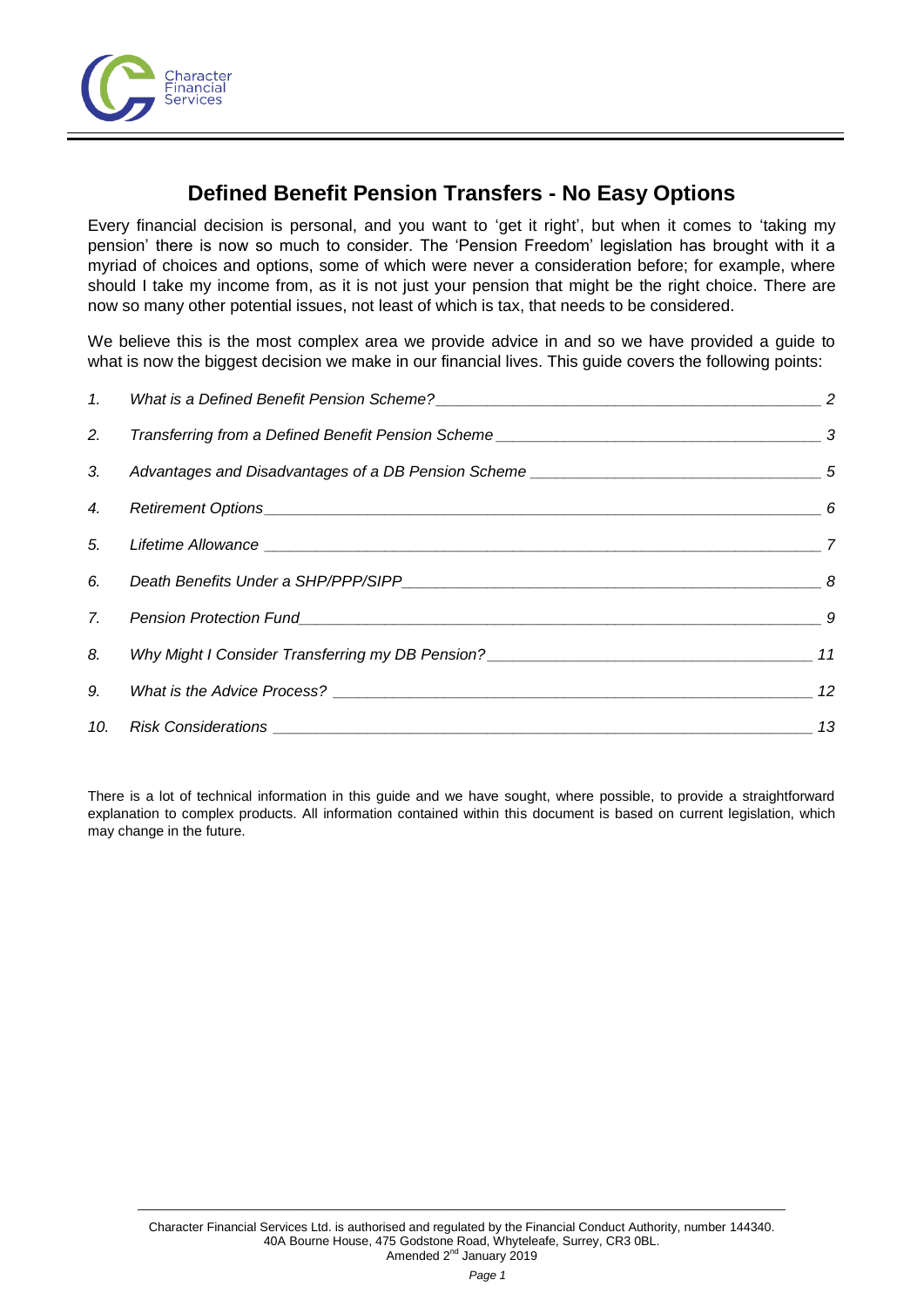# Defined Benefit Pension Transfers - No Easy Options

Every financial decision is personal, and you want to 'get it right', but when it comes to 'taking my pension' there is now so much to consider. The 'Pension Freedom' legislation has brought with it a myriad of choices and options, some of which were never a consideration before; for example, where should I take my income from, as it is not just your pension that might be the right choice. There are now so many other potential issues, not least of which is tax, that needs to be considered.

We believe this is the most complex area we provide advice in and so we have provided a guide to what is now the biggest decision we make in our financial lives. This guide covers the following points:

1. *What is a Defined Benefit Pension Scheme?* — *2*
2. *Transferring from a Defined Benefit Pension Scheme* — *3*
3. *Advantages and Disadvantages of a DB Pension Scheme* — *5*
4. *Retirement Options* — *6*
5. *Lifetime Allowance* — *7*
6. *Death Benefits Under a SHP/PPP/SIPP* — *8*
7. *Pension Protection Fund* — *9*
8. *Why Might I Consider Transferring my DB Pension?* — *11*
9. *What is the Advice Process?* — *12*
10. *Risk Considerations* — *13*

There is a lot of technical information in this guide and we have sought, where possible, to provide a straightforward explanation to complex products. All information contained within this document is based on current legislation, which may change in the future.

Character Financial Services Ltd. is authorised and regulated by the Financial Conduct Authority, number 144340.
40A Bourne House, 475 Godstone Road, Whyteleafe, Surrey, CR3 0BL.
Amended 2nd January 2019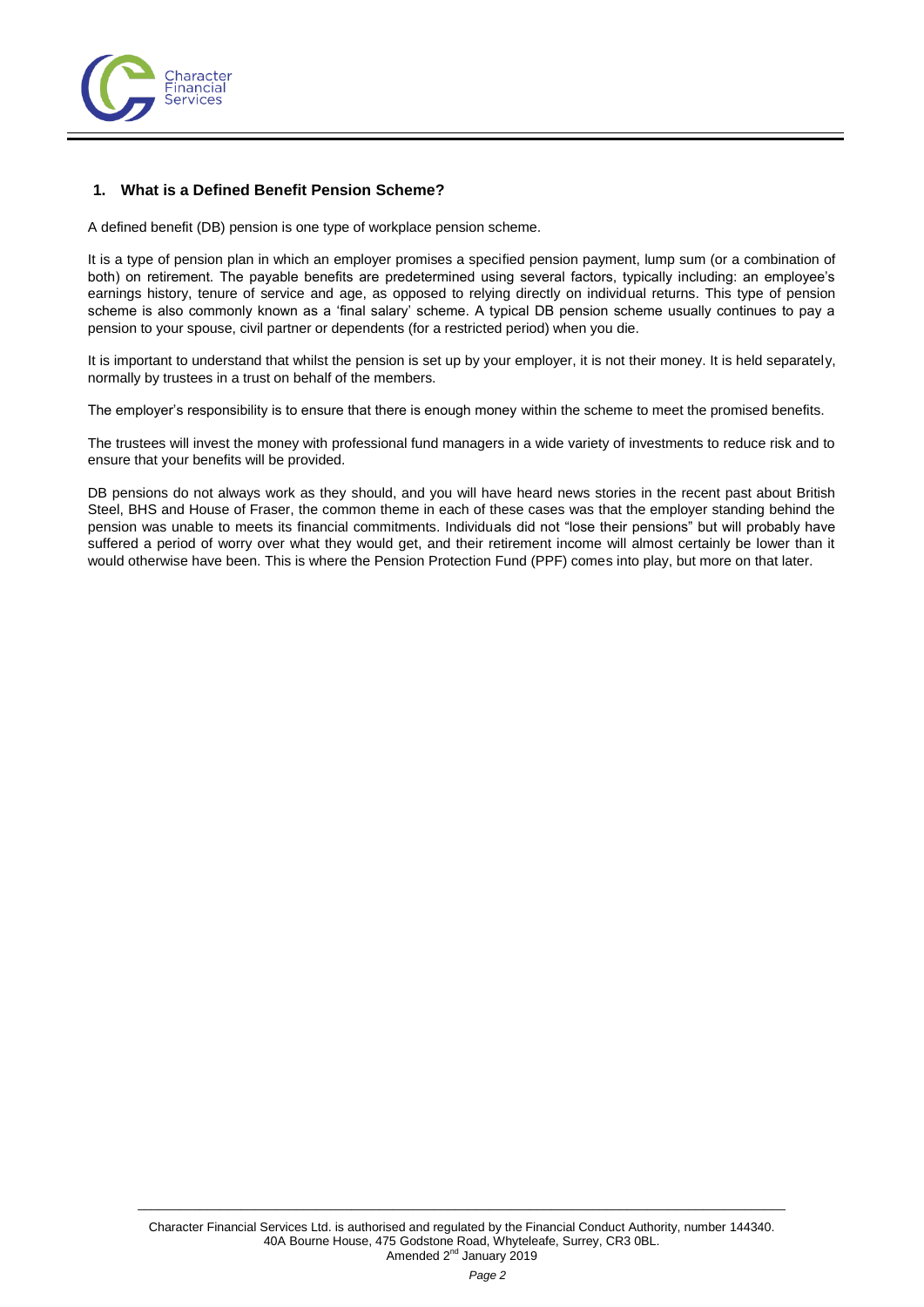## 1. What is a Defined Benefit Pension Scheme?

A defined benefit (DB) pension is one type of workplace pension scheme.

It is a type of pension plan in which an employer promises a specified pension payment, lump sum (or a combination of both) on retirement. The payable benefits are predetermined using several factors, typically including: an employee's earnings history, tenure of service and age, as opposed to relying directly on individual returns. This type of pension scheme is also commonly known as a 'final salary' scheme. A typical DB pension scheme usually continues to pay a pension to your spouse, civil partner or dependents (for a restricted period) when you die.

It is important to understand that whilst the pension is set up by your employer, it is not their money. It is held separately, normally by trustees in a trust on behalf of the members.

The employer's responsibility is to ensure that there is enough money within the scheme to meet the promised benefits.

The trustees will invest the money with professional fund managers in a wide variety of investments to reduce risk and to ensure that your benefits will be provided.

DB pensions do not always work as they should, and you will have heard news stories in the recent past about British Steel, BHS and House of Fraser, the common theme in each of these cases was that the employer standing behind the pension was unable to meets its financial commitments. Individuals did not "lose their pensions" but will probably have suffered a period of worry over what they would get, and their retirement income will almost certainly be lower than it would otherwise have been. This is where the Pension Protection Fund (PPF) comes into play, but more on that later.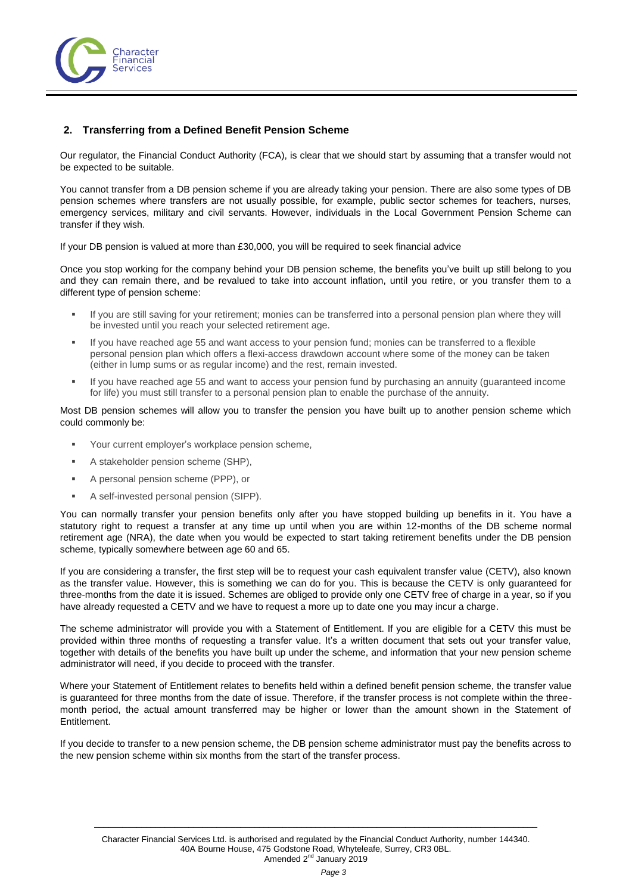## 2. Transferring from a Defined Benefit Pension Scheme

Our regulator, the Financial Conduct Authority (FCA), is clear that we should start by assuming that a transfer would not be expected to be suitable.

You cannot transfer from a DB pension scheme if you are already taking your pension. There are also some types of DB pension schemes where transfers are not usually possible, for example, public sector schemes for teachers, nurses, emergency services, military and civil servants. However, individuals in the Local Government Pension Scheme can transfer if they wish.

If your DB pension is valued at more than £30,000, you will be required to seek financial advice

Once you stop working for the company behind your DB pension scheme, the benefits you've built up still belong to you and they can remain there, and be revalued to take into account inflation, until you retire, or you transfer them to a different type of pension scheme:

- If you are still saving for your retirement; monies can be transferred into a personal pension plan where they will be invested until you reach your selected retirement age.
- If you have reached age 55 and want access to your pension fund; monies can be transferred to a flexible personal pension plan which offers a flexi-access drawdown account where some of the money can be taken (either in lump sums or as regular income) and the rest, remain invested.
- If you have reached age 55 and want to access your pension fund by purchasing an annuity (guaranteed income for life) you must still transfer to a personal pension plan to enable the purchase of the annuity.

Most DB pension schemes will allow you to transfer the pension you have built up to another pension scheme which could commonly be:

- Your current employer's workplace pension scheme,
- A stakeholder pension scheme (SHP),
- A personal pension scheme (PPP), or
- A self-invested personal pension (SIPP).

You can normally transfer your pension benefits only after you have stopped building up benefits in it. You have a statutory right to request a transfer at any time up until when you are within 12-months of the DB scheme normal retirement age (NRA), the date when you would be expected to start taking retirement benefits under the DB pension scheme, typically somewhere between age 60 and 65.

If you are considering a transfer, the first step will be to request your cash equivalent transfer value (CETV), also known as the transfer value. However, this is something we can do for you. This is because the CETV is only guaranteed for three-months from the date it is issued. Schemes are obliged to provide only one CETV free of charge in a year, so if you have already requested a CETV and we have to request a more up to date one you may incur a charge.

The scheme administrator will provide you with a Statement of Entitlement. If you are eligible for a CETV this must be provided within three months of requesting a transfer value. It's a written document that sets out your transfer value, together with details of the benefits you have built up under the scheme, and information that your new pension scheme administrator will need, if you decide to proceed with the transfer.

Where your Statement of Entitlement relates to benefits held within a defined benefit pension scheme, the transfer value is guaranteed for three months from the date of issue. Therefore, if the transfer process is not complete within the three-month period, the actual amount transferred may be higher or lower than the amount shown in the Statement of Entitlement.

If you decide to transfer to a new pension scheme, the DB pension scheme administrator must pay the benefits across to the new pension scheme within six months from the start of the transfer process.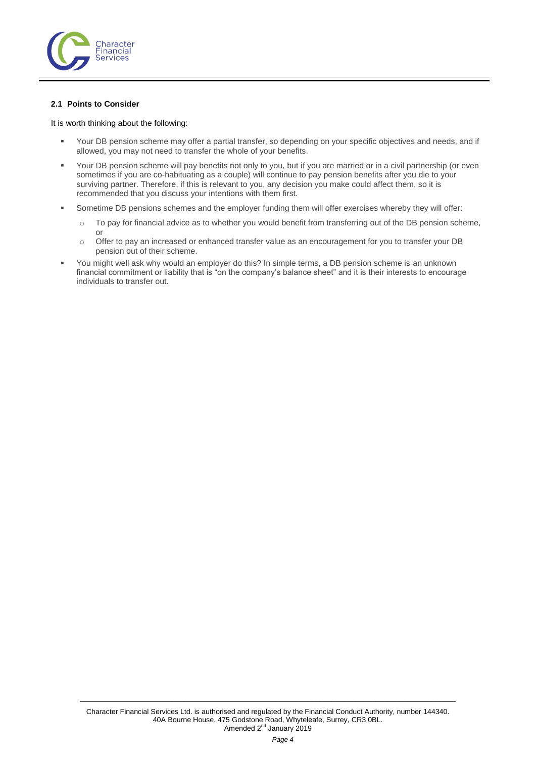### 2.1 Points to Consider

It is worth thinking about the following:

- Your DB pension scheme may offer a partial transfer, so depending on your specific objectives and needs, and if allowed, you may not need to transfer the whole of your benefits.
- Your DB pension scheme will pay benefits not only to you, but if you are married or in a civil partnership (or even sometimes if you are co-habituating as a couple) will continue to pay pension benefits after you die to your surviving partner. Therefore, if this is relevant to you, any decision you make could affect them, so it is recommended that you discuss your intentions with them first.
- Sometime DB pensions schemes and the employer funding them will offer exercises whereby they will offer:
  - To pay for financial advice as to whether you would benefit from transferring out of the DB pension scheme, or
  - Offer to pay an increased or enhanced transfer value as an encouragement for you to transfer your DB pension out of their scheme.
- You might well ask why would an employer do this? In simple terms, a DB pension scheme is an unknown financial commitment or liability that is "on the company's balance sheet" and it is their interests to encourage individuals to transfer out.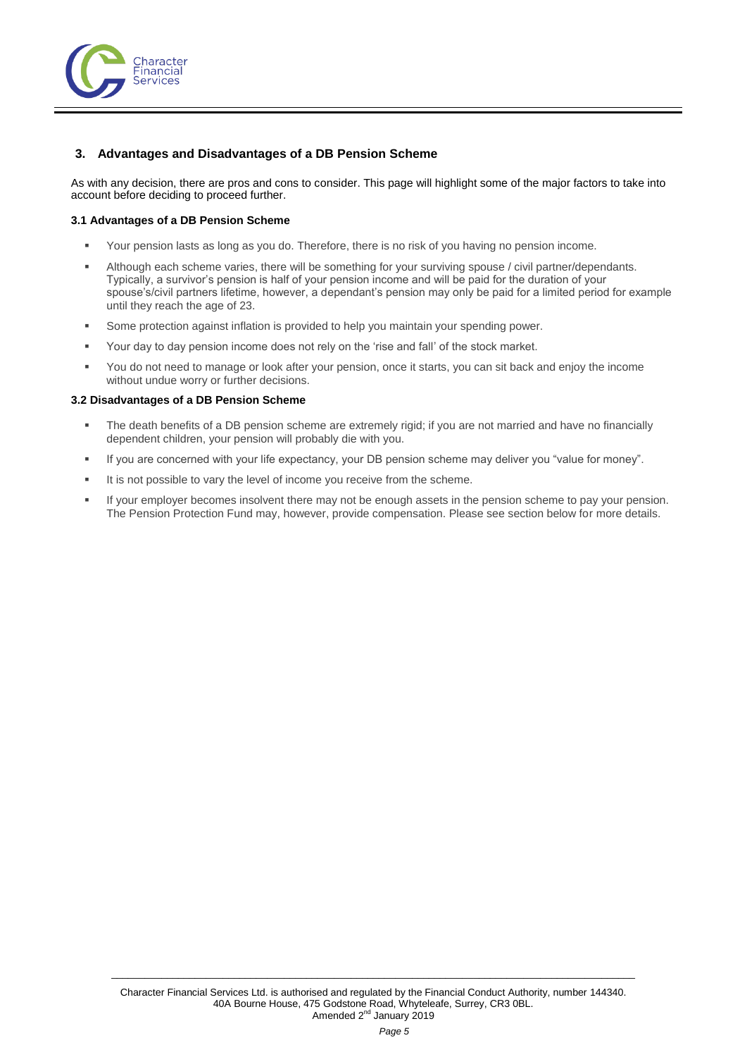## 3. Advantages and Disadvantages of a DB Pension Scheme

As with any decision, there are pros and cons to consider. This page will highlight some of the major factors to take into account before deciding to proceed further.

### 3.1 Advantages of a DB Pension Scheme

- Your pension lasts as long as you do. Therefore, there is no risk of you having no pension income.
- Although each scheme varies, there will be something for your surviving spouse / civil partner/dependants. Typically, a survivor's pension is half of your pension income and will be paid for the duration of your spouse's/civil partners lifetime, however, a dependant's pension may only be paid for a limited period for example until they reach the age of 23.
- Some protection against inflation is provided to help you maintain your spending power.
- Your day to day pension income does not rely on the 'rise and fall' of the stock market.
- You do not need to manage or look after your pension, once it starts, you can sit back and enjoy the income without undue worry or further decisions.

### 3.2 Disadvantages of a DB Pension Scheme

- The death benefits of a DB pension scheme are extremely rigid; if you are not married and have no financially dependent children, your pension will probably die with you.
- If you are concerned with your life expectancy, your DB pension scheme may deliver you "value for money".
- It is not possible to vary the level of income you receive from the scheme.
- If your employer becomes insolvent there may not be enough assets in the pension scheme to pay your pension. The Pension Protection Fund may, however, provide compensation. Please see section below for more details.

Character Financial Services Ltd. is authorised and regulated by the Financial Conduct Authority, number 144340.
40A Bourne House, 475 Godstone Road, Whyteleafe, Surrey, CR3 0BL.
Amended 2nd January 2019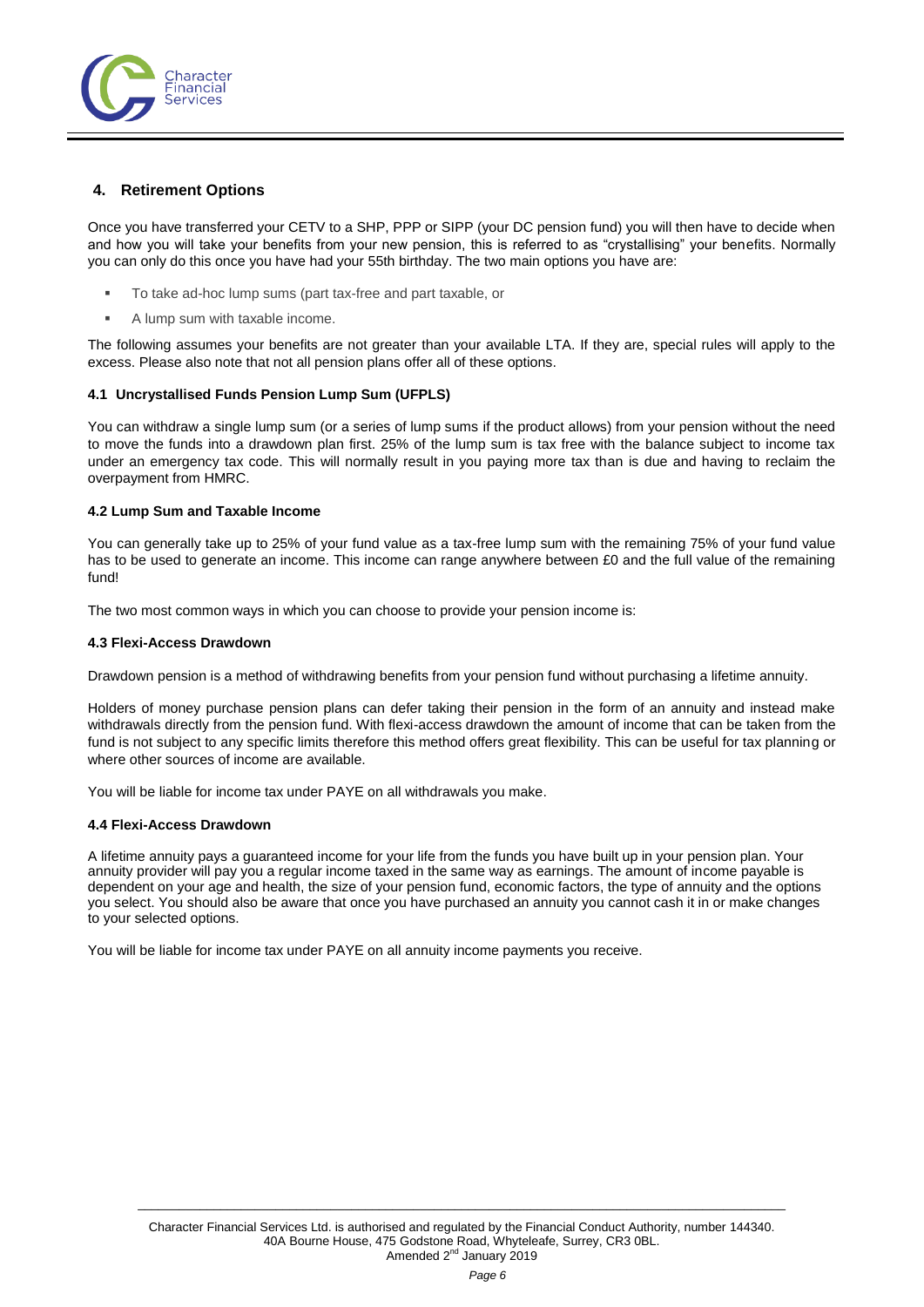## 4. Retirement Options

Once you have transferred your CETV to a SHP, PPP or SIPP (your DC pension fund) you will then have to decide when and how you will take your benefits from your new pension, this is referred to as "crystallising" your benefits. Normally you can only do this once you have had your 55th birthday. The two main options you have are:

- To take ad-hoc lump sums (part tax-free and part taxable, or
- A lump sum with taxable income.

The following assumes your benefits are not greater than your available LTA. If they are, special rules will apply to the excess. Please also note that not all pension plans offer all of these options.

### 4.1 Uncrystallised Funds Pension Lump Sum (UFPLS)

You can withdraw a single lump sum (or a series of lump sums if the product allows) from your pension without the need to move the funds into a drawdown plan first. 25% of the lump sum is tax free with the balance subject to income tax under an emergency tax code. This will normally result in you paying more tax than is due and having to reclaim the overpayment from HMRC.

### 4.2 Lump Sum and Taxable Income

You can generally take up to 25% of your fund value as a tax-free lump sum with the remaining 75% of your fund value has to be used to generate an income. This income can range anywhere between £0 and the full value of the remaining fund!

The two most common ways in which you can choose to provide your pension income is:

### 4.3 Flexi-Access Drawdown

Drawdown pension is a method of withdrawing benefits from your pension fund without purchasing a lifetime annuity.

Holders of money purchase pension plans can defer taking their pension in the form of an annuity and instead make withdrawals directly from the pension fund. With flexi-access drawdown the amount of income that can be taken from the fund is not subject to any specific limits therefore this method offers great flexibility. This can be useful for tax planning or where other sources of income are available.

You will be liable for income tax under PAYE on all withdrawals you make.

### 4.4 Flexi-Access Drawdown

A lifetime annuity pays a guaranteed income for your life from the funds you have built up in your pension plan. Your annuity provider will pay you a regular income taxed in the same way as earnings. The amount of income payable is dependent on your age and health, the size of your pension fund, economic factors, the type of annuity and the options you select. You should also be aware that once you have purchased an annuity you cannot cash it in or make changes to your selected options.

You will be liable for income tax under PAYE on all annuity income payments you receive.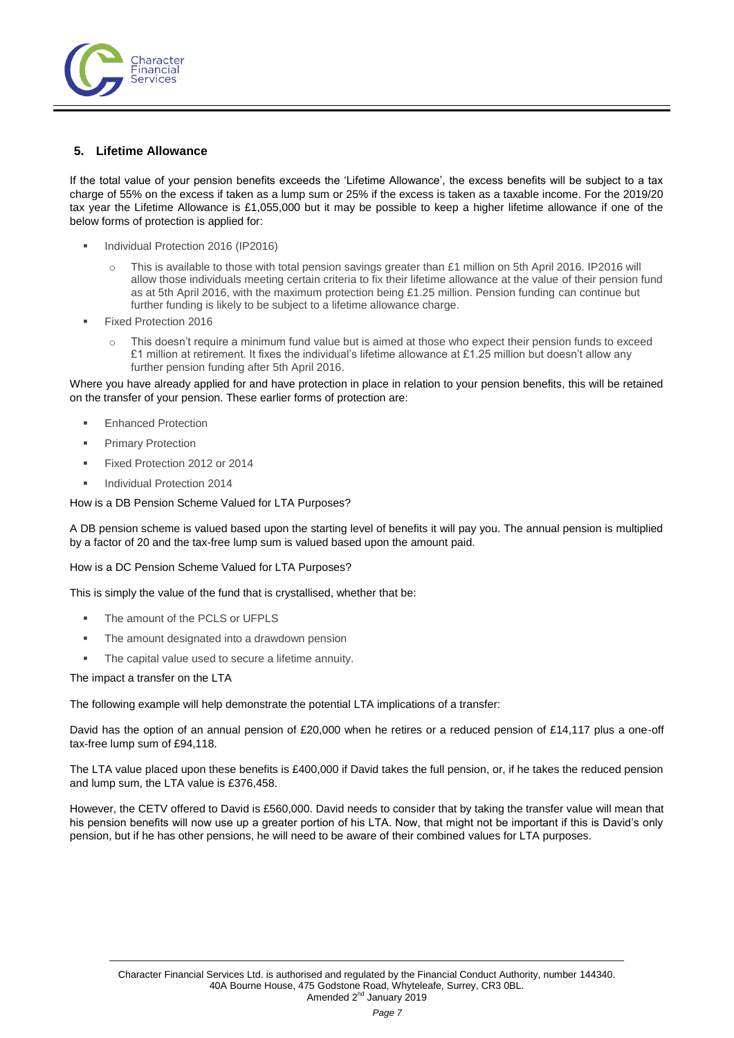## 5. Lifetime Allowance

If the total value of your pension benefits exceeds the 'Lifetime Allowance', the excess benefits will be subject to a tax charge of 55% on the excess if taken as a lump sum or 25% if the excess is taken as a taxable income. For the 2019/20 tax year the Lifetime Allowance is £1,055,000 but it may be possible to keep a higher lifetime allowance if one of the below forms of protection is applied for:

- Individual Protection 2016 (IP2016)
  - This is available to those with total pension savings greater than £1 million on 5th April 2016. IP2016 will allow those individuals meeting certain criteria to fix their lifetime allowance at the value of their pension fund as at 5th April 2016, with the maximum protection being £1.25 million. Pension funding can continue but further funding is likely to be subject to a lifetime allowance charge.
- Fixed Protection 2016
  - This doesn't require a minimum fund value but is aimed at those who expect their pension funds to exceed £1 million at retirement. It fixes the individual's lifetime allowance at £1.25 million but doesn't allow any further pension funding after 5th April 2016.

Where you have already applied for and have protection in place in relation to your pension benefits, this will be retained on the transfer of your pension. These earlier forms of protection are:

- Enhanced Protection
- Primary Protection
- Fixed Protection 2012 or 2014
- Individual Protection 2014

How is a DB Pension Scheme Valued for LTA Purposes?

A DB pension scheme is valued based upon the starting level of benefits it will pay you. The annual pension is multiplied by a factor of 20 and the tax-free lump sum is valued based upon the amount paid.

How is a DC Pension Scheme Valued for LTA Purposes?

This is simply the value of the fund that is crystallised, whether that be:

- The amount of the PCLS or UFPLS
- The amount designated into a drawdown pension
- The capital value used to secure a lifetime annuity.

The impact a transfer on the LTA

The following example will help demonstrate the potential LTA implications of a transfer:

David has the option of an annual pension of £20,000 when he retires or a reduced pension of £14,117 plus a one-off tax-free lump sum of £94,118.

The LTA value placed upon these benefits is £400,000 if David takes the full pension, or, if he takes the reduced pension and lump sum, the LTA value is £376,458.

However, the CETV offered to David is £560,000. David needs to consider that by taking the transfer value will mean that his pension benefits will now use up a greater portion of his LTA. Now, that might not be important if this is David's only pension, but if he has other pensions, he will need to be aware of their combined values for LTA purposes.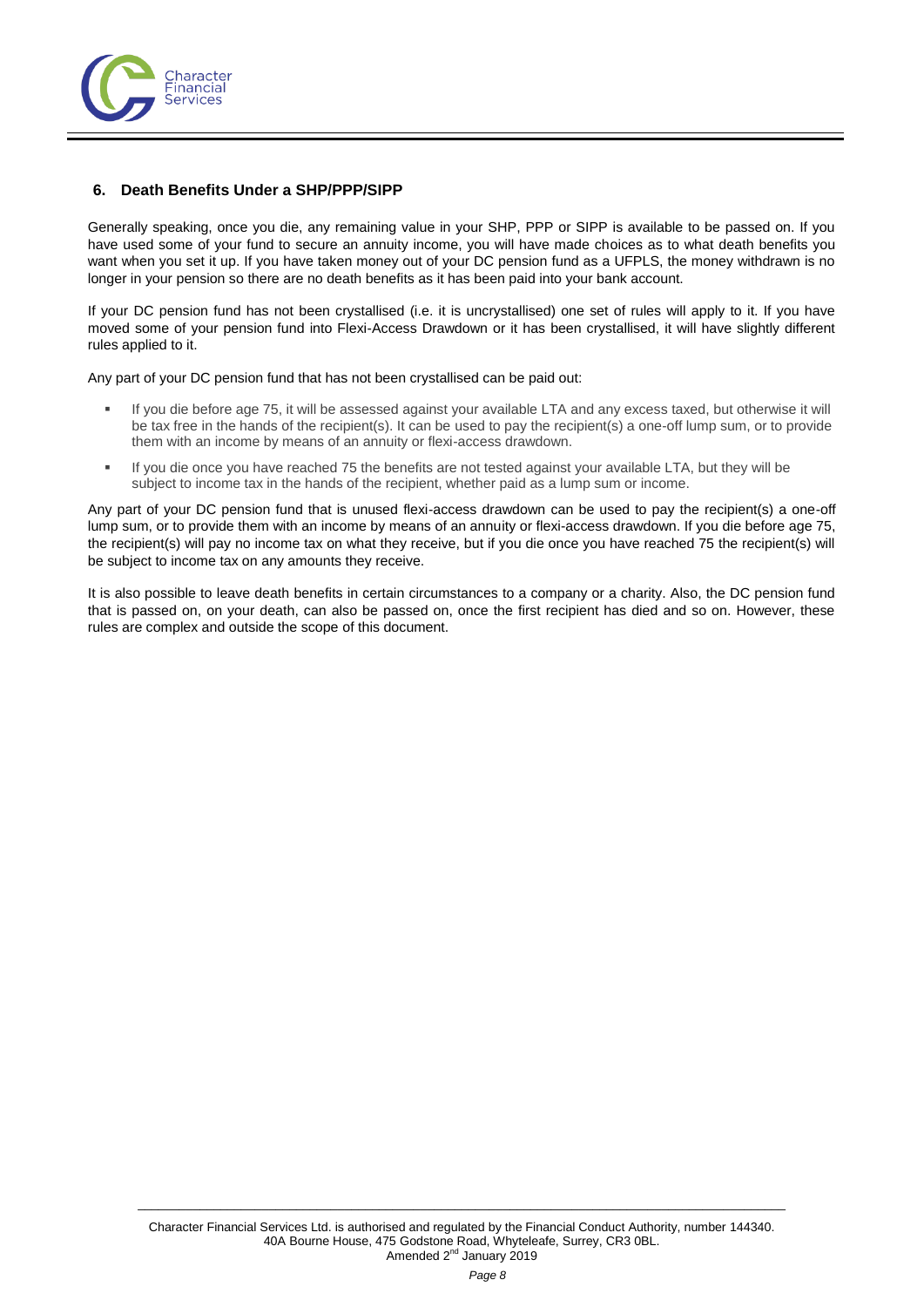## 6. Death Benefits Under a SHP/PPP/SIPP

Generally speaking, once you die, any remaining value in your SHP, PPP or SIPP is available to be passed on. If you have used some of your fund to secure an annuity income, you will have made choices as to what death benefits you want when you set it up. If you have taken money out of your DC pension fund as a UFPLS, the money withdrawn is no longer in your pension so there are no death benefits as it has been paid into your bank account.

If your DC pension fund has not been crystallised (i.e. it is uncrystallised) one set of rules will apply to it. If you have moved some of your pension fund into Flexi-Access Drawdown or it has been crystallised, it will have slightly different rules applied to it.

Any part of your DC pension fund that has not been crystallised can be paid out:

- If you die before age 75, it will be assessed against your available LTA and any excess taxed, but otherwise it will be tax free in the hands of the recipient(s). It can be used to pay the recipient(s) a one-off lump sum, or to provide them with an income by means of an annuity or flexi-access drawdown.
- If you die once you have reached 75 the benefits are not tested against your available LTA, but they will be subject to income tax in the hands of the recipient, whether paid as a lump sum or income.

Any part of your DC pension fund that is unused flexi-access drawdown can be used to pay the recipient(s) a one-off lump sum, or to provide them with an income by means of an annuity or flexi-access drawdown. If you die before age 75, the recipient(s) will pay no income tax on what they receive, but if you die once you have reached 75 the recipient(s) will be subject to income tax on any amounts they receive.

It is also possible to leave death benefits in certain circumstances to a company or a charity. Also, the DC pension fund that is passed on, on your death, can also be passed on, once the first recipient has died and so on. However, these rules are complex and outside the scope of this document.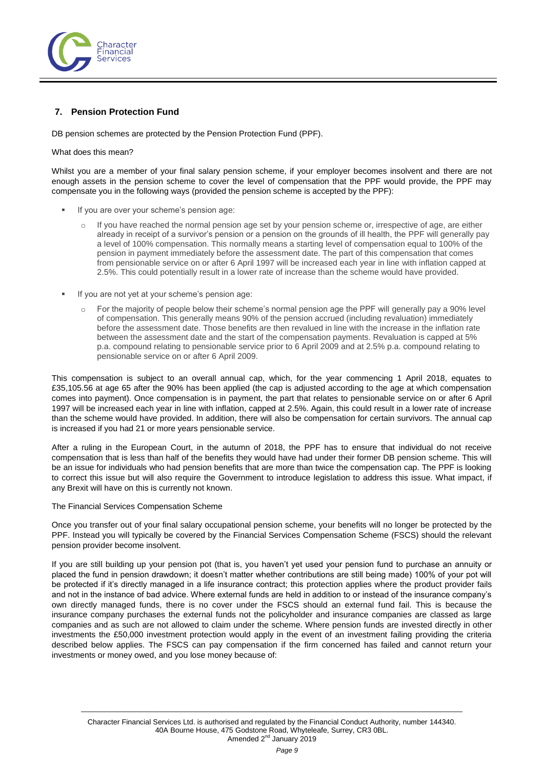## 7. Pension Protection Fund

DB pension schemes are protected by the Pension Protection Fund (PPF).

What does this mean?

Whilst you are a member of your final salary pension scheme, if your employer becomes insolvent and there are not enough assets in the pension scheme to cover the level of compensation that the PPF would provide, the PPF may compensate you in the following ways (provided the pension scheme is accepted by the PPF):

- If you are over your scheme's pension age:
  - If you have reached the normal pension age set by your pension scheme or, irrespective of age, are either already in receipt of a survivor's pension or a pension on the grounds of ill health, the PPF will generally pay a level of 100% compensation. This normally means a starting level of compensation equal to 100% of the pension in payment immediately before the assessment date. The part of this compensation that comes from pensionable service on or after 6 April 1997 will be increased each year in line with inflation capped at 2.5%. This could potentially result in a lower rate of increase than the scheme would have provided.
- If you are not yet at your scheme's pension age:
  - For the majority of people below their scheme's normal pension age the PPF will generally pay a 90% level of compensation. This generally means 90% of the pension accrued (including revaluation) immediately before the assessment date. Those benefits are then revalued in line with the increase in the inflation rate between the assessment date and the start of the compensation payments. Revaluation is capped at 5% p.a. compound relating to pensionable service prior to 6 April 2009 and at 2.5% p.a. compound relating to pensionable service on or after 6 April 2009.

This compensation is subject to an overall annual cap, which, for the year commencing 1 April 2018, equates to £35,105.56 at age 65 after the 90% has been applied (the cap is adjusted according to the age at which compensation comes into payment). Once compensation is in payment, the part that relates to pensionable service on or after 6 April 1997 will be increased each year in line with inflation, capped at 2.5%. Again, this could result in a lower rate of increase than the scheme would have provided. In addition, there will also be compensation for certain survivors. The annual cap is increased if you had 21 or more years pensionable service.

After a ruling in the European Court, in the autumn of 2018, the PPF has to ensure that individual do not receive compensation that is less than half of the benefits they would have had under their former DB pension scheme. This will be an issue for individuals who had pension benefits that are more than twice the compensation cap. The PPF is looking to correct this issue but will also require the Government to introduce legislation to address this issue. What impact, if any Brexit will have on this is currently not known.

The Financial Services Compensation Scheme

Once you transfer out of your final salary occupational pension scheme, your benefits will no longer be protected by the PPF. Instead you will typically be covered by the Financial Services Compensation Scheme (FSCS) should the relevant pension provider become insolvent.

If you are still building up your pension pot (that is, you haven't yet used your pension fund to purchase an annuity or placed the fund in pension drawdown; it doesn't matter whether contributions are still being made) 100% of your pot will be protected if it's directly managed in a life insurance contract; this protection applies where the product provider fails and not in the instance of bad advice. Where external funds are held in addition to or instead of the insurance company's own directly managed funds, there is no cover under the FSCS should an external fund fail. This is because the insurance company purchases the external funds not the policyholder and insurance companies are classed as large companies and as such are not allowed to claim under the scheme. Where pension funds are invested directly in other investments the £50,000 investment protection would apply in the event of an investment failing providing the criteria described below applies. The FSCS can pay compensation if the firm concerned has failed and cannot return your investments or money owed, and you lose money because of: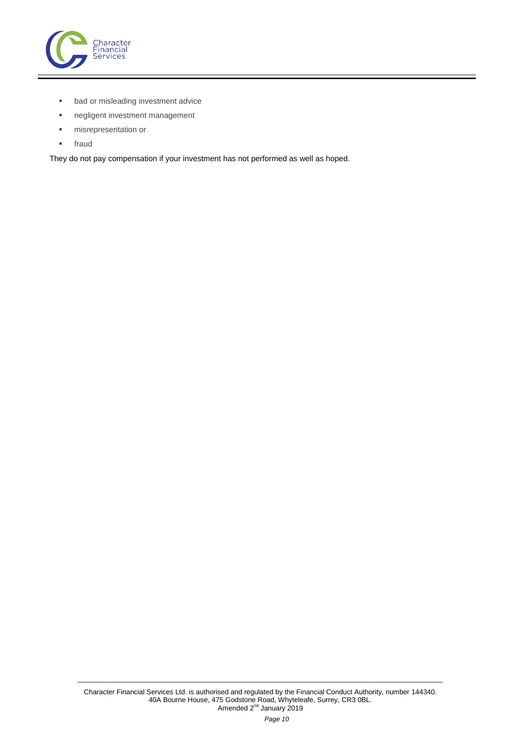- bad or misleading investment advice
- negligent investment management
- misrepresentation or
- fraud

They do not pay compensation if your investment has not performed as well as hoped.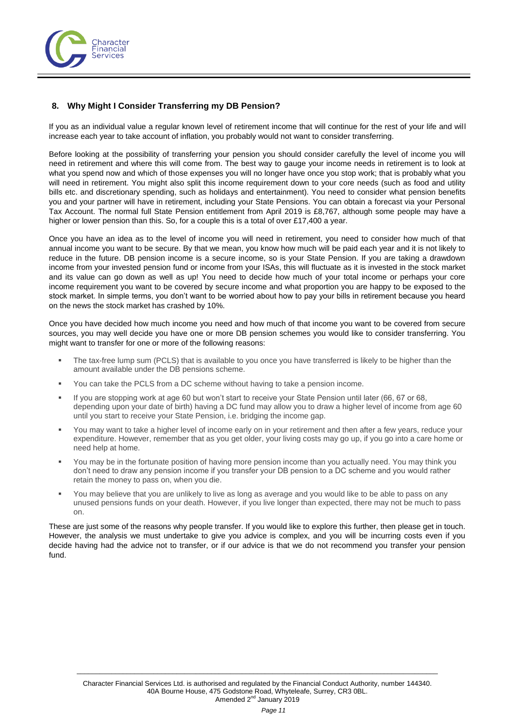## 8. Why Might I Consider Transferring my DB Pension?

If you as an individual value a regular known level of retirement income that will continue for the rest of your life and will increase each year to take account of inflation, you probably would not want to consider transferring.

Before looking at the possibility of transferring your pension you should consider carefully the level of income you will need in retirement and where this will come from. The best way to gauge your income needs in retirement is to look at what you spend now and which of those expenses you will no longer have once you stop work; that is probably what you will need in retirement. You might also split this income requirement down to your core needs (such as food and utility bills etc. and discretionary spending, such as holidays and entertainment). You need to consider what pension benefits you and your partner will have in retirement, including your State Pensions. You can obtain a forecast via your Personal Tax Account. The normal full State Pension entitlement from April 2019 is £8,767, although some people may have a higher or lower pension than this. So, for a couple this is a total of over £17,400 a year.

Once you have an idea as to the level of income you will need in retirement, you need to consider how much of that annual income you want to be secure. By that we mean, you know how much will be paid each year and it is not likely to reduce in the future. DB pension income is a secure income, so is your State Pension. If you are taking a drawdown income from your invested pension fund or income from your ISAs, this will fluctuate as it is invested in the stock market and its value can go down as well as up! You need to decide how much of your total income or perhaps your core income requirement you want to be covered by secure income and what proportion you are happy to be exposed to the stock market. In simple terms, you don't want to be worried about how to pay your bills in retirement because you heard on the news the stock market has crashed by 10%.

Once you have decided how much income you need and how much of that income you want to be covered from secure sources, you may well decide you have one or more DB pension schemes you would like to consider transferring. You might want to transfer for one or more of the following reasons:

- The tax-free lump sum (PCLS) that is available to you once you have transferred is likely to be higher than the amount available under the DB pensions scheme.
- You can take the PCLS from a DC scheme without having to take a pension income.
- If you are stopping work at age 60 but won't start to receive your State Pension until later (66, 67 or 68, depending upon your date of birth) having a DC fund may allow you to draw a higher level of income from age 60 until you start to receive your State Pension, i.e. bridging the income gap.
- You may want to take a higher level of income early on in your retirement and then after a few years, reduce your expenditure. However, remember that as you get older, your living costs may go up, if you go into a care home or need help at home.
- You may be in the fortunate position of having more pension income than you actually need. You may think you don't need to draw any pension income if you transfer your DB pension to a DC scheme and you would rather retain the money to pass on, when you die.
- You may believe that you are unlikely to live as long as average and you would like to be able to pass on any unused pensions funds on your death. However, if you live longer than expected, there may not be much to pass on.

These are just some of the reasons why people transfer. If you would like to explore this further, then please get in touch. However, the analysis we must undertake to give you advice is complex, and you will be incurring costs even if you decide having had the advice not to transfer, or if our advice is that we do not recommend you transfer your pension fund.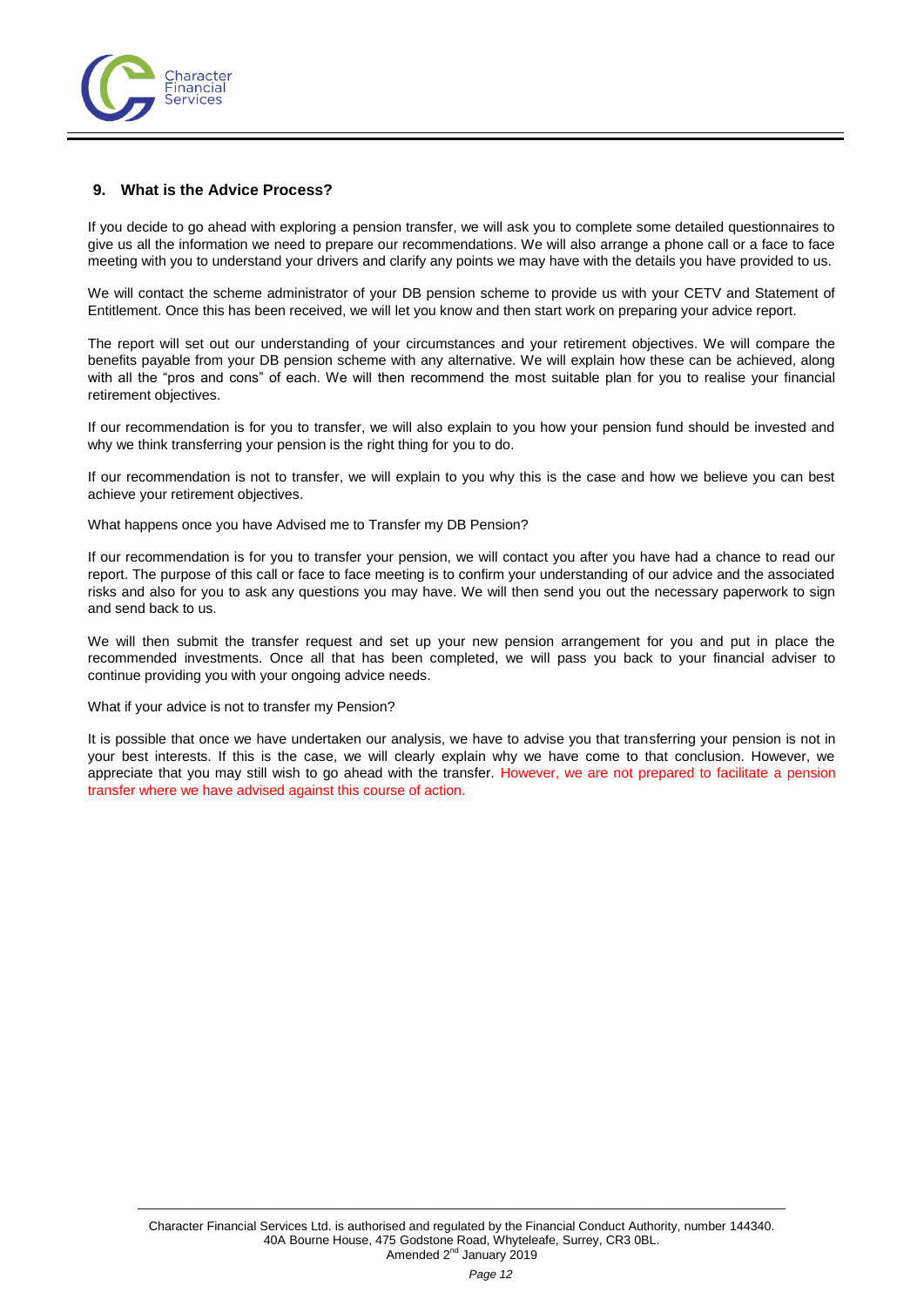## 9. What is the Advice Process?

If you decide to go ahead with exploring a pension transfer, we will ask you to complete some detailed questionnaires to give us all the information we need to prepare our recommendations. We will also arrange a phone call or a face to face meeting with you to understand your drivers and clarify any points we may have with the details you have provided to us.

We will contact the scheme administrator of your DB pension scheme to provide us with your CETV and Statement of Entitlement. Once this has been received, we will let you know and then start work on preparing your advice report.

The report will set out our understanding of your circumstances and your retirement objectives. We will compare the benefits payable from your DB pension scheme with any alternative. We will explain how these can be achieved, along with all the "pros and cons" of each. We will then recommend the most suitable plan for you to realise your financial retirement objectives.

If our recommendation is for you to transfer, we will also explain to you how your pension fund should be invested and why we think transferring your pension is the right thing for you to do.

If our recommendation is not to transfer, we will explain to you why this is the case and how we believe you can best achieve your retirement objectives.

What happens once you have Advised me to Transfer my DB Pension?

If our recommendation is for you to transfer your pension, we will contact you after you have had a chance to read our report. The purpose of this call or face to face meeting is to confirm your understanding of our advice and the associated risks and also for you to ask any questions you may have. We will then send you out the necessary paperwork to sign and send back to us.

We will then submit the transfer request and set up your new pension arrangement for you and put in place the recommended investments. Once all that has been completed, we will pass you back to your financial adviser to continue providing you with your ongoing advice needs.

What if your advice is not to transfer my Pension?

It is possible that once we have undertaken our analysis, we have to advise you that transferring your pension is not in your best interests. If this is the case, we will clearly explain why we have come to that conclusion. However, we appreciate that you may still wish to go ahead with the transfer. However, we are not prepared to facilitate a pension transfer where we have advised against this course of action.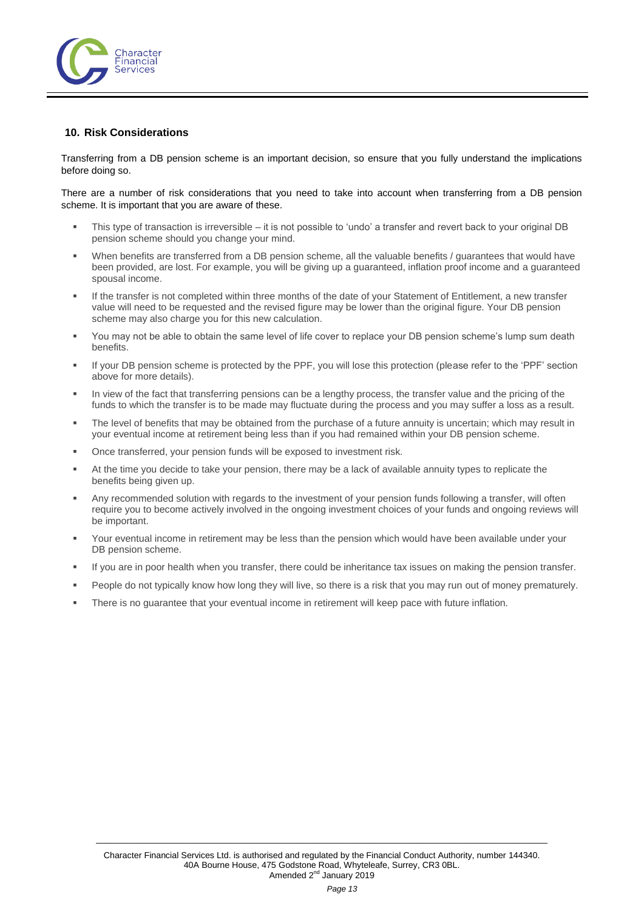## 10. Risk Considerations

Transferring from a DB pension scheme is an important decision, so ensure that you fully understand the implications before doing so.

There are a number of risk considerations that you need to take into account when transferring from a DB pension scheme. It is important that you are aware of these.

- This type of transaction is irreversible – it is not possible to 'undo' a transfer and revert back to your original DB pension scheme should you change your mind.
- When benefits are transferred from a DB pension scheme, all the valuable benefits / guarantees that would have been provided, are lost. For example, you will be giving up a guaranteed, inflation proof income and a guaranteed spousal income.
- If the transfer is not completed within three months of the date of your Statement of Entitlement, a new transfer value will need to be requested and the revised figure may be lower than the original figure. Your DB pension scheme may also charge you for this new calculation.
- You may not be able to obtain the same level of life cover to replace your DB pension scheme's lump sum death benefits.
- If your DB pension scheme is protected by the PPF, you will lose this protection (please refer to the 'PPF' section above for more details).
- In view of the fact that transferring pensions can be a lengthy process, the transfer value and the pricing of the funds to which the transfer is to be made may fluctuate during the process and you may suffer a loss as a result.
- The level of benefits that may be obtained from the purchase of a future annuity is uncertain; which may result in your eventual income at retirement being less than if you had remained within your DB pension scheme.
- Once transferred, your pension funds will be exposed to investment risk.
- At the time you decide to take your pension, there may be a lack of available annuity types to replicate the benefits being given up.
- Any recommended solution with regards to the investment of your pension funds following a transfer, will often require you to become actively involved in the ongoing investment choices of your funds and ongoing reviews will be important.
- Your eventual income in retirement may be less than the pension which would have been available under your DB pension scheme.
- If you are in poor health when you transfer, there could be inheritance tax issues on making the pension transfer.
- People do not typically know how long they will live, so there is a risk that you may run out of money prematurely.
- There is no guarantee that your eventual income in retirement will keep pace with future inflation.